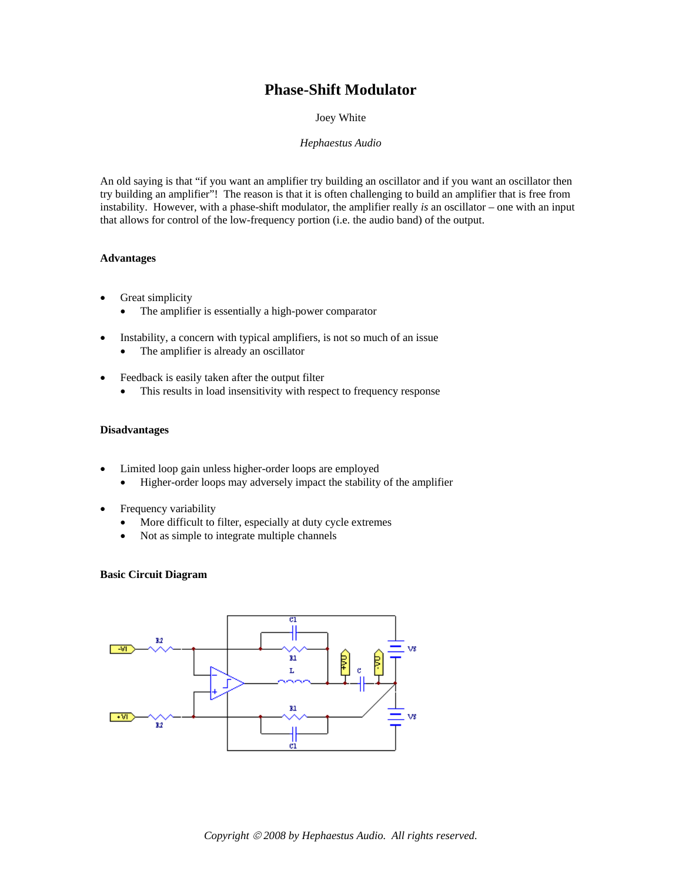# Phase-Shift Modulator

Joey White

*Hephaestus Audio*

An old saying is that "if you want an amplifier try building an oscillator and if you want an oscillator then try building an amplifier"! The reason is that it is often challenging to build an amplifier that is free from instability. However, with a phase-shift modulator, the amplifier really *is* an oscillator – one with an input that allows for control of the low-frequency portion (i.e. the audio band) of the output.

### Advantages

- Great simplicity
  - The amplifier is essentially a high-power comparator
- Instability, a concern with typical amplifiers, is not so much of an issue
  - The amplifier is already an oscillator
- Feedback is easily taken after the output filter
  - This results in load insensitivity with respect to frequency response

### Disadvantages

- Limited loop gain unless higher-order loops are employed
  - Higher-order loops may adversely impact the stability of the amplifier
- Frequency variability
  - More difficult to filter, especially at duty cycle extremes
  - Not as simple to integrate multiple channels

### Basic Circuit Diagram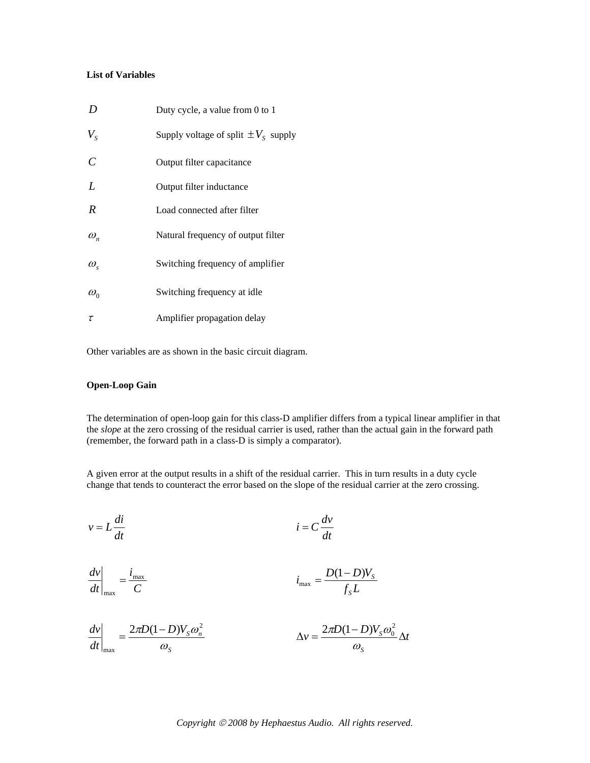**List of Variables**

| | |
|---|---|
| $D$ | Duty cycle, a value from 0 to 1 |
| $V_S$ | Supply voltage of split $\pm V_S$ supply |
| $C$ | Output filter capacitance |
| $L$ | Output filter inductance |
| $R$ | Load connected after filter |
| $\omega_n$ | Natural frequency of output filter |
| $\omega_s$ | Switching frequency of amplifier |
| $\omega_0$ | Switching frequency at idle |
| $\tau$ | Amplifier propagation delay |

Other variables are as shown in the basic circuit diagram.

**Open-Loop Gain**

The determination of open-loop gain for this class-D amplifier differs from a typical linear amplifier in that the *slope* at the zero crossing of the residual carrier is used, rather than the actual gain in the forward path (remember, the forward path in a class-D is simply a comparator).

A given error at the output results in a shift of the residual carrier. This in turn results in a duty cycle change that tends to counteract the error based on the slope of the residual carrier at the zero crossing.

$$v = L\frac{di}{dt} \qquad\qquad i = C\frac{dv}{dt}$$

$$\left.\frac{dv}{dt}\right|_{\max} = \frac{i_{\max}}{C} \qquad\qquad i_{\max} = \frac{D(1-D)V_S}{f_S L}$$

$$\left.\frac{dv}{dt}\right|_{\max} = \frac{2\pi D(1-D)V_S\omega_n^2}{\omega_S} \qquad\qquad \Delta v = \frac{2\pi D(1-D)V_S\omega_0^2}{\omega_S}\Delta t$$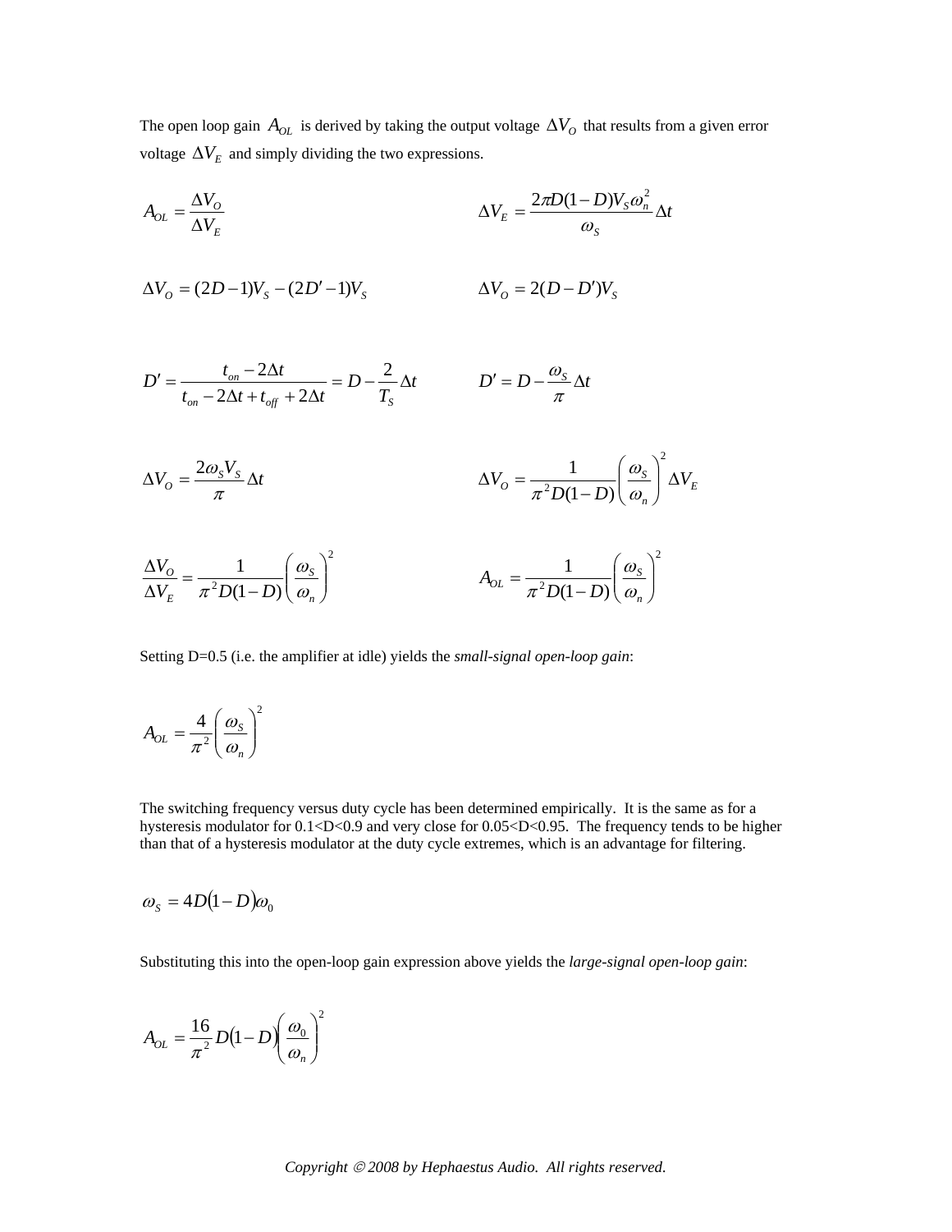The open loop gain $A_{OL}$ is derived by taking the output voltage $\Delta V_O$ that results from a given error voltage $\Delta V_E$ and simply dividing the two expressions.

$$A_{OL} = \frac{\Delta V_O}{\Delta V_E} \qquad \Delta V_E = \frac{2\pi D(1-D)V_S\omega_n^2}{\omega_S}\Delta t$$

$$\Delta V_O = (2D-1)V_S - (2D'-1)V_S \qquad \Delta V_O = 2(D-D')V_S$$

$$D' = \frac{t_{on} - 2\Delta t}{t_{on} - 2\Delta t + t_{off} + 2\Delta t} = D - \frac{2}{T_S}\Delta t \qquad D' = D - \frac{\omega_S}{\pi}\Delta t$$

$$\Delta V_O = \frac{2\omega_S V_S}{\pi}\Delta t \qquad \Delta V_O = \frac{1}{\pi^2 D(1-D)}\left(\frac{\omega_S}{\omega_n}\right)^2 \Delta V_E$$

$$\frac{\Delta V_O}{\Delta V_E} = \frac{1}{\pi^2 D(1-D)}\left(\frac{\omega_S}{\omega_n}\right)^2 \qquad A_{OL} = \frac{1}{\pi^2 D(1-D)}\left(\frac{\omega_S}{\omega_n}\right)^2$$

Setting D=0.5 (i.e. the amplifier at idle) yields the *small-signal open-loop gain*:

$$A_{OL} = \frac{4}{\pi^2}\left(\frac{\omega_S}{\omega_n}\right)^2$$

The switching frequency versus duty cycle has been determined empirically. It is the same as for a hysteresis modulator for $0.1<D<0.9$ and very close for $0.05<D<0.95$. The frequency tends to be higher than that of a hysteresis modulator at the duty cycle extremes, which is an advantage for filtering.

$$\omega_S = 4D(1-D)\omega_0$$

Substituting this into the open-loop gain expression above yields the *large-signal open-loop gain*:

$$A_{OL} = \frac{16}{\pi^2}D(1-D)\left(\frac{\omega_0}{\omega_n}\right)^2$$

*Copyright © 2008 by Hephaestus Audio. All rights reserved.*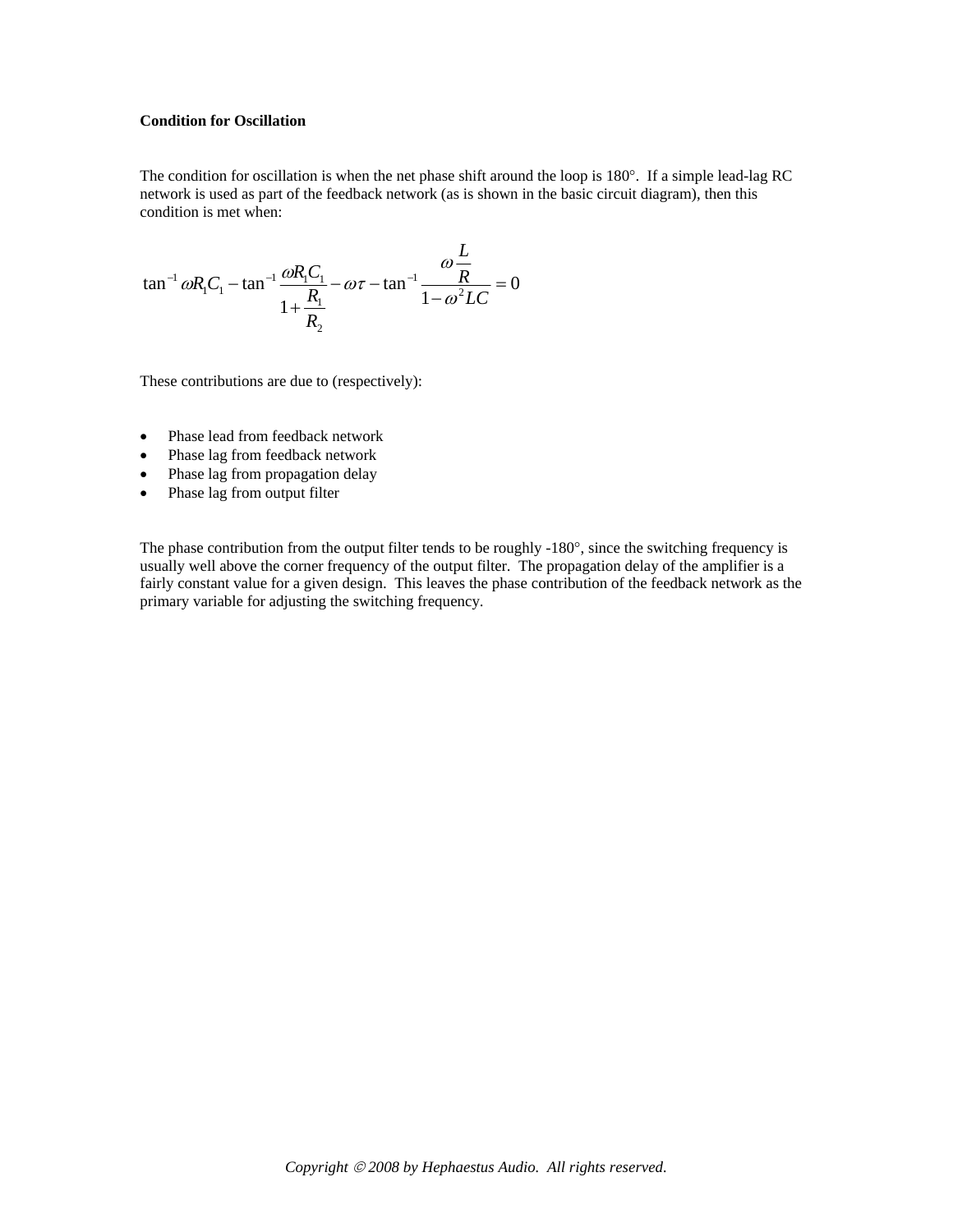**Condition for Oscillation**

The condition for oscillation is when the net phase shift around the loop is 180°. If a simple lead-lag RC network is used as part of the feedback network (as is shown in the basic circuit diagram), then this condition is met when:

$$\tan^{-1}\omega R_1 C_1 - \tan^{-1}\frac{\omega R_1 C_1}{1+\frac{R_1}{R_2}} - \omega\tau - \tan^{-1}\frac{\omega\frac{L}{R}}{1-\omega^2 LC} = 0$$

These contributions are due to (respectively):

- Phase lead from feedback network
- Phase lag from feedback network
- Phase lag from propagation delay
- Phase lag from output filter

The phase contribution from the output filter tends to be roughly -180°, since the switching frequency is usually well above the corner frequency of the output filter. The propagation delay of the amplifier is a fairly constant value for a given design. This leaves the phase contribution of the feedback network as the primary variable for adjusting the switching frequency.

*Copyright © 2008 by Hephaestus Audio. All rights reserved.*